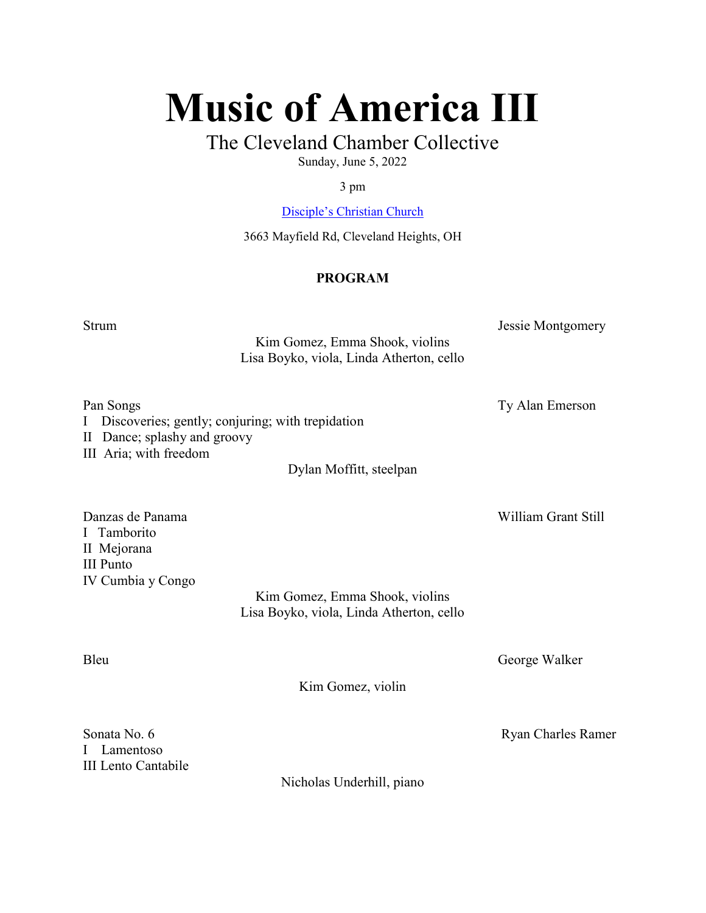# Music of America III

## The Cleveland Chamber Collective

Sunday, June 5, 2022

3 pm

[Disciple's Christian Church]

3663 Mayfield Rd, Cleveland Heights, OH

**PROGRAM**

Strum — Jessie Montgomery

Kim Gomez, Emma Shook, violins
Lisa Boyko, viola, Linda Atherton, cello

Pan Songs — Ty Alan Emerson

I Discoveries; gently; conjuring; with trepidation
II Dance; splashy and groovy
III Aria; with freedom

Dylan Moffitt, steelpan

Danzas de Panama — William Grant Still

I Tamborito
II Mejorana
III Punto
IV Cumbia y Congo

Kim Gomez, Emma Shook, violins
Lisa Boyko, viola, Linda Atherton, cello

Bleu — George Walker

Kim Gomez, violin

Sonata No. 6 — Ryan Charles Ramer

I Lamentoso
III Lento Cantabile

Nicholas Underhill, piano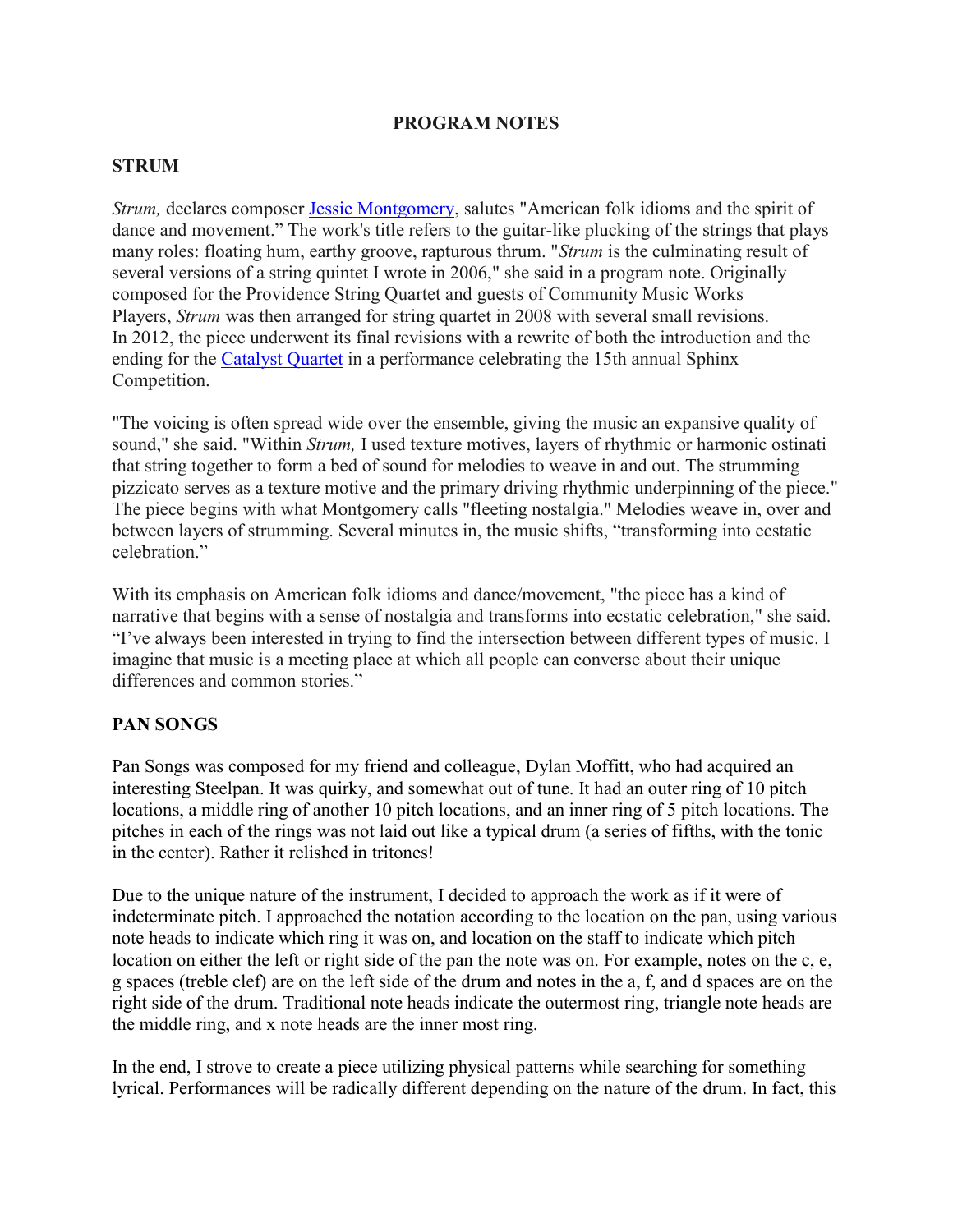## PROGRAM NOTES

### STRUM

*Strum,* declares composer Jessie Montgomery, salutes "American folk idioms and the spirit of dance and movement." The work's title refers to the guitar-like plucking of the strings that plays many roles: floating hum, earthy groove, rapturous thrum. "*Strum* is the culminating result of several versions of a string quintet I wrote in 2006," she said in a program note. Originally composed for the Providence String Quartet and guests of Community Music Works Players, *Strum* was then arranged for string quartet in 2008 with several small revisions. In 2012, the piece underwent its final revisions with a rewrite of both the introduction and the ending for the Catalyst Quartet in a performance celebrating the 15th annual Sphinx Competition.

"The voicing is often spread wide over the ensemble, giving the music an expansive quality of sound," she said. "Within *Strum,* I used texture motives, layers of rhythmic or harmonic ostinati that string together to form a bed of sound for melodies to weave in and out. The strumming pizzicato serves as a texture motive and the primary driving rhythmic underpinning of the piece." The piece begins with what Montgomery calls "fleeting nostalgia." Melodies weave in, over and between layers of strumming. Several minutes in, the music shifts, "transforming into ecstatic celebration."

With its emphasis on American folk idioms and dance/movement, "the piece has a kind of narrative that begins with a sense of nostalgia and transforms into ecstatic celebration," she said. "I've always been interested in trying to find the intersection between different types of music. I imagine that music is a meeting place at which all people can converse about their unique differences and common stories."

### PAN SONGS

Pan Songs was composed for my friend and colleague, Dylan Moffitt, who had acquired an interesting Steelpan. It was quirky, and somewhat out of tune. It had an outer ring of 10 pitch locations, a middle ring of another 10 pitch locations, and an inner ring of 5 pitch locations. The pitches in each of the rings was not laid out like a typical drum (a series of fifths, with the tonic in the center). Rather it relished in tritones!

Due to the unique nature of the instrument, I decided to approach the work as if it were of indeterminate pitch. I approached the notation according to the location on the pan, using various note heads to indicate which ring it was on, and location on the staff to indicate which pitch location on either the left or right side of the pan the note was on. For example, notes on the c, e, g spaces (treble clef) are on the left side of the drum and notes in the a, f, and d spaces are on the right side of the drum. Traditional note heads indicate the outermost ring, triangle note heads are the middle ring, and x note heads are the inner most ring.

In the end, I strove to create a piece utilizing physical patterns while searching for something lyrical. Performances will be radically different depending on the nature of the drum. In fact, this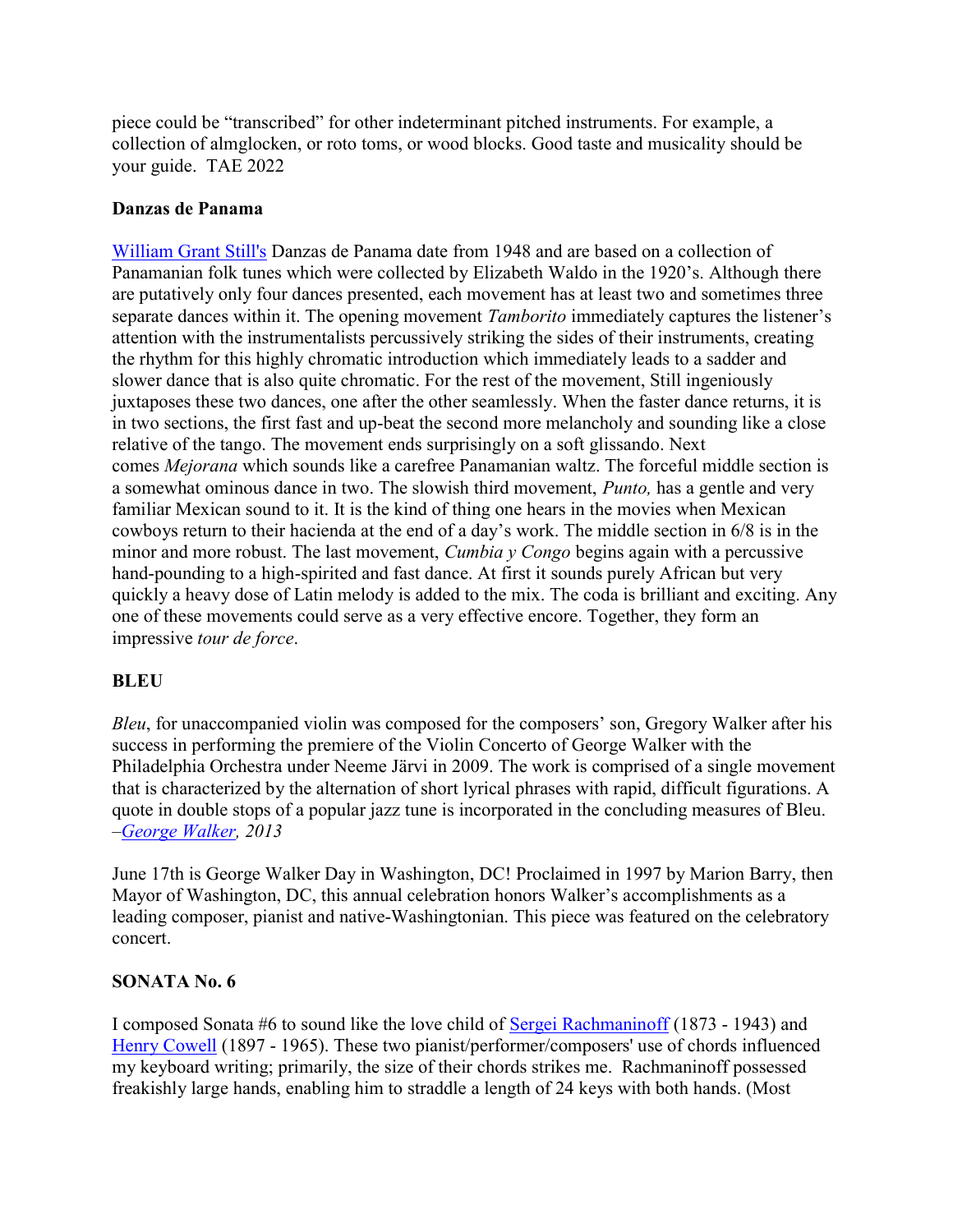piece could be "transcribed" for other indeterminant pitched instruments. For example, a collection of almglocken, or roto toms, or wood blocks. Good taste and musicality should be your guide. TAE 2022

**Danzas de Panama**

William Grant Still's Danzas de Panama date from 1948 and are based on a collection of Panamanian folk tunes which were collected by Elizabeth Waldo in the 1920's. Although there are putatively only four dances presented, each movement has at least two and sometimes three separate dances within it. The opening movement *Tamborito* immediately captures the listener's attention with the instrumentalists percussively striking the sides of their instruments, creating the rhythm for this highly chromatic introduction which immediately leads to a sadder and slower dance that is also quite chromatic. For the rest of the movement, Still ingeniously juxtaposes these two dances, one after the other seamlessly. When the faster dance returns, it is in two sections, the first fast and up-beat the second more melancholy and sounding like a close relative of the tango. The movement ends surprisingly on a soft glissando. Next comes *Mejorana* which sounds like a carefree Panamanian waltz. The forceful middle section is a somewhat ominous dance in two. The slowish third movement, *Punto,* has a gentle and very familiar Mexican sound to it. It is the kind of thing one hears in the movies when Mexican cowboys return to their hacienda at the end of a day's work. The middle section in 6/8 is in the minor and more robust. The last movement, *Cumbia y Congo* begins again with a percussive hand-pounding to a high-spirited and fast dance. At first it sounds purely African but very quickly a heavy dose of Latin melody is added to the mix. The coda is brilliant and exciting. Any one of these movements could serve as a very effective encore. Together, they form an impressive *tour de force*.

**BLEU**

*Bleu*, for unaccompanied violin was composed for the composers' son, Gregory Walker after his success in performing the premiere of the Violin Concerto of George Walker with the Philadelphia Orchestra under Neeme Järvi in 2009. The work is comprised of a single movement that is characterized by the alternation of short lyrical phrases with rapid, difficult figurations. A quote in double stops of a popular jazz tune is incorporated in the concluding measures of Bleu. *–George Walker, 2013*

June 17th is George Walker Day in Washington, DC! Proclaimed in 1997 by Marion Barry, then Mayor of Washington, DC, this annual celebration honors Walker's accomplishments as a leading composer, pianist and native-Washingtonian. This piece was featured on the celebratory concert.

**SONATA No. 6**

I composed Sonata #6 to sound like the love child of Sergei Rachmaninoff (1873 - 1943) and Henry Cowell (1897 - 1965). These two pianist/performer/composers' use of chords influenced my keyboard writing; primarily, the size of their chords strikes me. Rachmaninoff possessed freakishly large hands, enabling him to straddle a length of 24 keys with both hands. (Most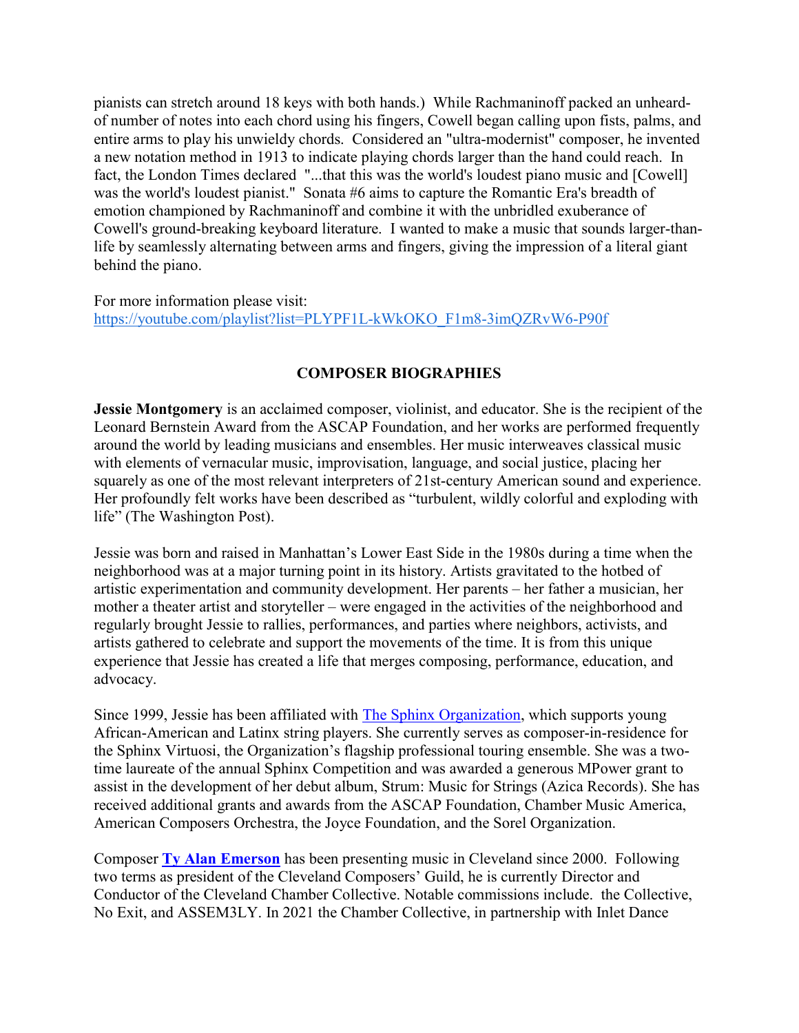pianists can stretch around 18 keys with both hands.) While Rachmaninoff packed an unheard-of number of notes into each chord using his fingers, Cowell began calling upon fists, palms, and entire arms to play his unwieldy chords. Considered an "ultra-modernist" composer, he invented a new notation method in 1913 to indicate playing chords larger than the hand could reach. In fact, the London Times declared "...that this was the world's loudest piano music and [Cowell] was the world's loudest pianist." Sonata #6 aims to capture the Romantic Era's breadth of emotion championed by Rachmaninoff and combine it with the unbridled exuberance of Cowell's ground-breaking keyboard literature. I wanted to make a music that sounds larger-than-life by seamlessly alternating between arms and fingers, giving the impression of a literal giant behind the piano.

For more information please visit:
[https://youtube.com/playlist?list=PLYPF1L-kWkOKO_F1m8-3imQZRvW6-P90f](https://youtube.com/playlist?list=PLYPF1L-kWkOKO_F1m8-3imQZRvW6-P90f)

## COMPOSER BIOGRAPHIES

**Jessie Montgomery** is an acclaimed composer, violinist, and educator. She is the recipient of the Leonard Bernstein Award from the ASCAP Foundation, and her works are performed frequently around the world by leading musicians and ensembles. Her music interweaves classical music with elements of vernacular music, improvisation, language, and social justice, placing her squarely as one of the most relevant interpreters of 21st-century American sound and experience. Her profoundly felt works have been described as "turbulent, wildly colorful and exploding with life" (The Washington Post).

Jessie was born and raised in Manhattan's Lower East Side in the 1980s during a time when the neighborhood was at a major turning point in its history. Artists gravitated to the hotbed of artistic experimentation and community development. Her parents – her father a musician, her mother a theater artist and storyteller – were engaged in the activities of the neighborhood and regularly brought Jessie to rallies, performances, and parties where neighbors, activists, and artists gathered to celebrate and support the movements of the time. It is from this unique experience that Jessie has created a life that merges composing, performance, education, and advocacy.

Since 1999, Jessie has been affiliated with [The Sphinx Organization](), which supports young African-American and Latinx string players. She currently serves as composer-in-residence for the Sphinx Virtuosi, the Organization's flagship professional touring ensemble. She was a two-time laureate of the annual Sphinx Competition and was awarded a generous MPower grant to assist in the development of her debut album, Strum: Music for Strings (Azica Records). She has received additional grants and awards from the ASCAP Foundation, Chamber Music America, American Composers Orchestra, the Joyce Foundation, and the Sorel Organization.

Composer **[Ty Alan Emerson]()** has been presenting music in Cleveland since 2000. Following two terms as president of the Cleveland Composers' Guild, he is currently Director and Conductor of the Cleveland Chamber Collective. Notable commissions include. the Collective, No Exit, and ASSEM3LY. In 2021 the Chamber Collective, in partnership with Inlet Dance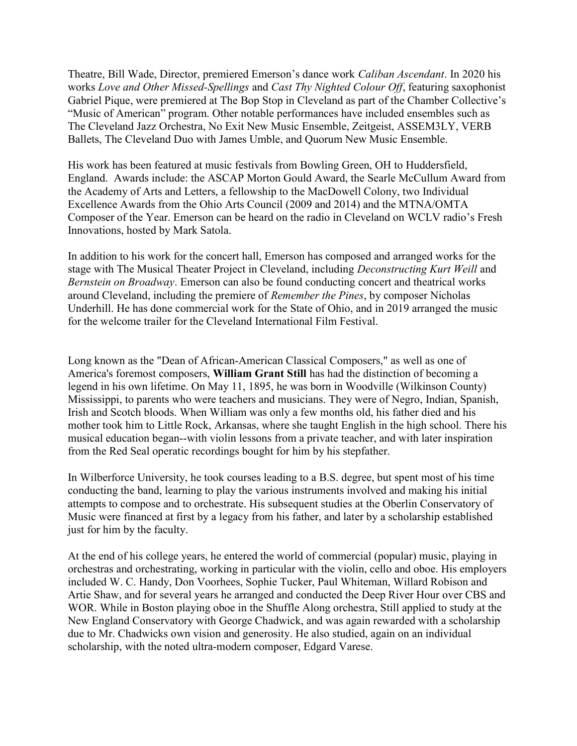Theatre, Bill Wade, Director, premiered Emerson's dance work *Caliban Ascendant*. In 2020 his works *Love and Other Missed-Spellings* and *Cast Thy Nighted Colour Off*, featuring saxophonist Gabriel Pique, were premiered at The Bop Stop in Cleveland as part of the Chamber Collective's "Music of American" program. Other notable performances have included ensembles such as The Cleveland Jazz Orchestra, No Exit New Music Ensemble, Zeitgeist, ASSEM3LY, VERB Ballets, The Cleveland Duo with James Umble, and Quorum New Music Ensemble.

His work has been featured at music festivals from Bowling Green, OH to Huddersfield, England. Awards include: the ASCAP Morton Gould Award, the Searle McCullum Award from the Academy of Arts and Letters, a fellowship to the MacDowell Colony, two Individual Excellence Awards from the Ohio Arts Council (2009 and 2014) and the MTNA/OMTA Composer of the Year. Emerson can be heard on the radio in Cleveland on WCLV radio's Fresh Innovations, hosted by Mark Satola.

In addition to his work for the concert hall, Emerson has composed and arranged works for the stage with The Musical Theater Project in Cleveland, including *Deconstructing Kurt Weill* and *Bernstein on Broadway*. Emerson can also be found conducting concert and theatrical works around Cleveland, including the premiere of *Remember the Pines*, by composer Nicholas Underhill. He has done commercial work for the State of Ohio, and in 2019 arranged the music for the welcome trailer for the Cleveland International Film Festival.

Long known as the "Dean of African-American Classical Composers," as well as one of America's foremost composers, **William Grant Still** has had the distinction of becoming a legend in his own lifetime. On May 11, 1895, he was born in Woodville (Wilkinson County) Mississippi, to parents who were teachers and musicians. They were of Negro, Indian, Spanish, Irish and Scotch bloods. When William was only a few months old, his father died and his mother took him to Little Rock, Arkansas, where she taught English in the high school. There his musical education began--with violin lessons from a private teacher, and with later inspiration from the Red Seal operatic recordings bought for him by his stepfather.

In Wilberforce University, he took courses leading to a B.S. degree, but spent most of his time conducting the band, learning to play the various instruments involved and making his initial attempts to compose and to orchestrate. His subsequent studies at the Oberlin Conservatory of Music were financed at first by a legacy from his father, and later by a scholarship established just for him by the faculty.

At the end of his college years, he entered the world of commercial (popular) music, playing in orchestras and orchestrating, working in particular with the violin, cello and oboe. His employers included W. C. Handy, Don Voorhees, Sophie Tucker, Paul Whiteman, Willard Robison and Artie Shaw, and for several years he arranged and conducted the Deep River Hour over CBS and WOR. While in Boston playing oboe in the Shuffle Along orchestra, Still applied to study at the New England Conservatory with George Chadwick, and was again rewarded with a scholarship due to Mr. Chadwicks own vision and generosity. He also studied, again on an individual scholarship, with the noted ultra-modern composer, Edgard Varese.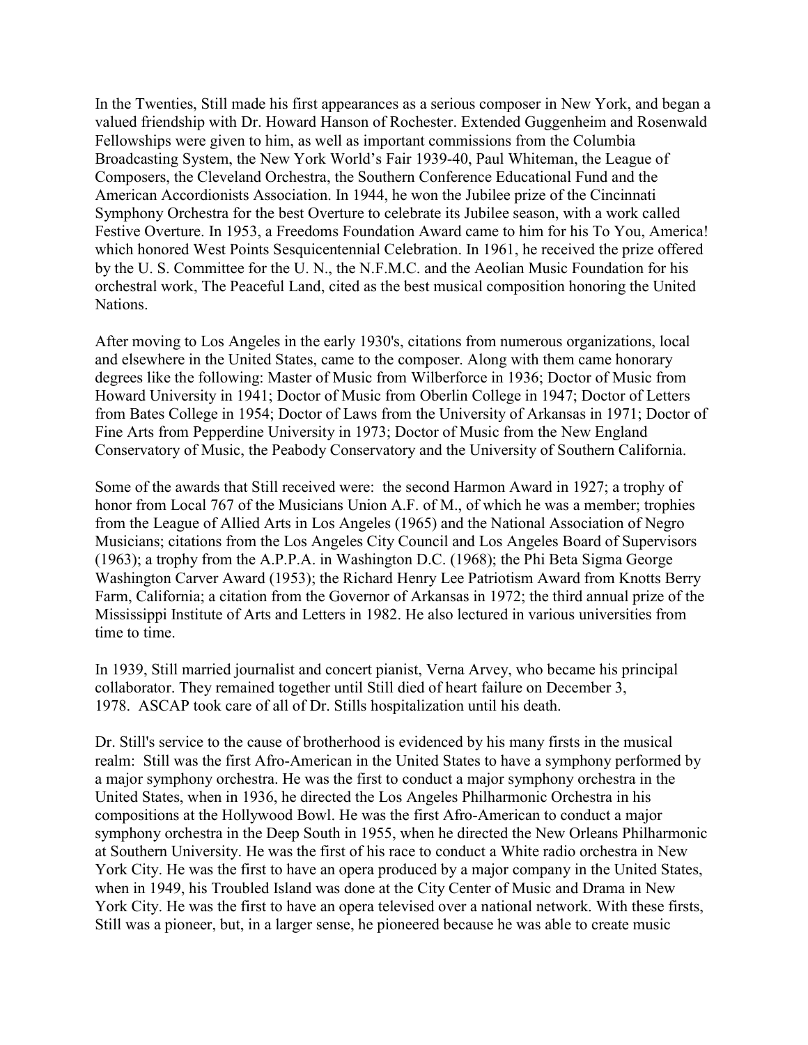In the Twenties, Still made his first appearances as a serious composer in New York, and began a valued friendship with Dr. Howard Hanson of Rochester. Extended Guggenheim and Rosenwald Fellowships were given to him, as well as important commissions from the Columbia Broadcasting System, the New York World's Fair 1939-40, Paul Whiteman, the League of Composers, the Cleveland Orchestra, the Southern Conference Educational Fund and the American Accordionists Association. In 1944, he won the Jubilee prize of the Cincinnati Symphony Orchestra for the best Overture to celebrate its Jubilee season, with a work called Festive Overture. In 1953, a Freedoms Foundation Award came to him for his To You, America! which honored West Points Sesquicentennial Celebration. In 1961, he received the prize offered by the U. S. Committee for the U. N., the N.F.M.C. and the Aeolian Music Foundation for his orchestral work, The Peaceful Land, cited as the best musical composition honoring the United Nations.

After moving to Los Angeles in the early 1930's, citations from numerous organizations, local and elsewhere in the United States, came to the composer. Along with them came honorary degrees like the following: Master of Music from Wilberforce in 1936; Doctor of Music from Howard University in 1941; Doctor of Music from Oberlin College in 1947; Doctor of Letters from Bates College in 1954; Doctor of Laws from the University of Arkansas in 1971; Doctor of Fine Arts from Pepperdine University in 1973; Doctor of Music from the New England Conservatory of Music, the Peabody Conservatory and the University of Southern California.

Some of the awards that Still received were: the second Harmon Award in 1927; a trophy of honor from Local 767 of the Musicians Union A.F. of M., of which he was a member; trophies from the League of Allied Arts in Los Angeles (1965) and the National Association of Negro Musicians; citations from the Los Angeles City Council and Los Angeles Board of Supervisors (1963); a trophy from the A.P.P.A. in Washington D.C. (1968); the Phi Beta Sigma George Washington Carver Award (1953); the Richard Henry Lee Patriotism Award from Knotts Berry Farm, California; a citation from the Governor of Arkansas in 1972; the third annual prize of the Mississippi Institute of Arts and Letters in 1982. He also lectured in various universities from time to time.

In 1939, Still married journalist and concert pianist, Verna Arvey, who became his principal collaborator. They remained together until Still died of heart failure on December 3, 1978. ASCAP took care of all of Dr. Stills hospitalization until his death.

Dr. Still's service to the cause of brotherhood is evidenced by his many firsts in the musical realm: Still was the first Afro-American in the United States to have a symphony performed by a major symphony orchestra. He was the first to conduct a major symphony orchestra in the United States, when in 1936, he directed the Los Angeles Philharmonic Orchestra in his compositions at the Hollywood Bowl. He was the first Afro-American to conduct a major symphony orchestra in the Deep South in 1955, when he directed the New Orleans Philharmonic at Southern University. He was the first of his race to conduct a White radio orchestra in New York City. He was the first to have an opera produced by a major company in the United States, when in 1949, his Troubled Island was done at the City Center of Music and Drama in New York City. He was the first to have an opera televised over a national network. With these firsts, Still was a pioneer, but, in a larger sense, he pioneered because he was able to create music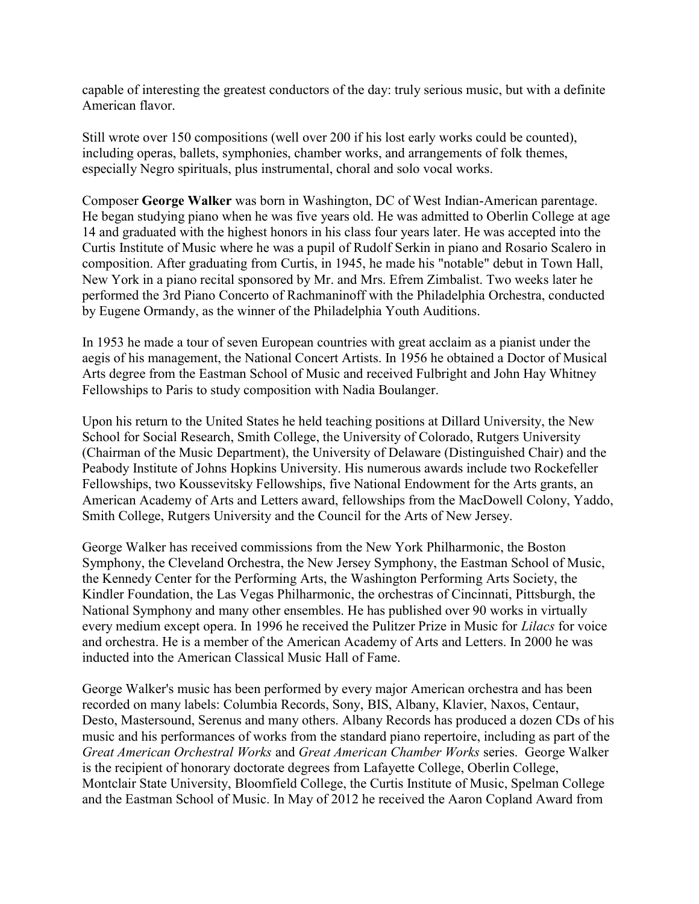capable of interesting the greatest conductors of the day: truly serious music, but with a definite American flavor.

Still wrote over 150 compositions (well over 200 if his lost early works could be counted), including operas, ballets, symphonies, chamber works, and arrangements of folk themes, especially Negro spirituals, plus instrumental, choral and solo vocal works.

Composer **George Walker** was born in Washington, DC of West Indian-American parentage. He began studying piano when he was five years old. He was admitted to Oberlin College at age 14 and graduated with the highest honors in his class four years later. He was accepted into the Curtis Institute of Music where he was a pupil of Rudolf Serkin in piano and Rosario Scalero in composition. After graduating from Curtis, in 1945, he made his "notable" debut in Town Hall, New York in a piano recital sponsored by Mr. and Mrs. Efrem Zimbalist. Two weeks later he performed the 3rd Piano Concerto of Rachmaninoff with the Philadelphia Orchestra, conducted by Eugene Ormandy, as the winner of the Philadelphia Youth Auditions.

In 1953 he made a tour of seven European countries with great acclaim as a pianist under the aegis of his management, the National Concert Artists. In 1956 he obtained a Doctor of Musical Arts degree from the Eastman School of Music and received Fulbright and John Hay Whitney Fellowships to Paris to study composition with Nadia Boulanger.

Upon his return to the United States he held teaching positions at Dillard University, the New School for Social Research, Smith College, the University of Colorado, Rutgers University (Chairman of the Music Department), the University of Delaware (Distinguished Chair) and the Peabody Institute of Johns Hopkins University. His numerous awards include two Rockefeller Fellowships, two Koussevitsky Fellowships, five National Endowment for the Arts grants, an American Academy of Arts and Letters award, fellowships from the MacDowell Colony, Yaddo, Smith College, Rutgers University and the Council for the Arts of New Jersey.

George Walker has received commissions from the New York Philharmonic, the Boston Symphony, the Cleveland Orchestra, the New Jersey Symphony, the Eastman School of Music, the Kennedy Center for the Performing Arts, the Washington Performing Arts Society, the Kindler Foundation, the Las Vegas Philharmonic, the orchestras of Cincinnati, Pittsburgh, the National Symphony and many other ensembles. He has published over 90 works in virtually every medium except opera. In 1996 he received the Pulitzer Prize in Music for *Lilacs* for voice and orchestra. He is a member of the American Academy of Arts and Letters. In 2000 he was inducted into the American Classical Music Hall of Fame.

George Walker's music has been performed by every major American orchestra and has been recorded on many labels: Columbia Records, Sony, BIS, Albany, Klavier, Naxos, Centaur, Desto, Mastersound, Serenus and many others. Albany Records has produced a dozen CDs of his music and his performances of works from the standard piano repertoire, including as part of the *Great American Orchestral Works* and *Great American Chamber Works* series. George Walker is the recipient of honorary doctorate degrees from Lafayette College, Oberlin College, Montclair State University, Bloomfield College, the Curtis Institute of Music, Spelman College and the Eastman School of Music. In May of 2012 he received the Aaron Copland Award from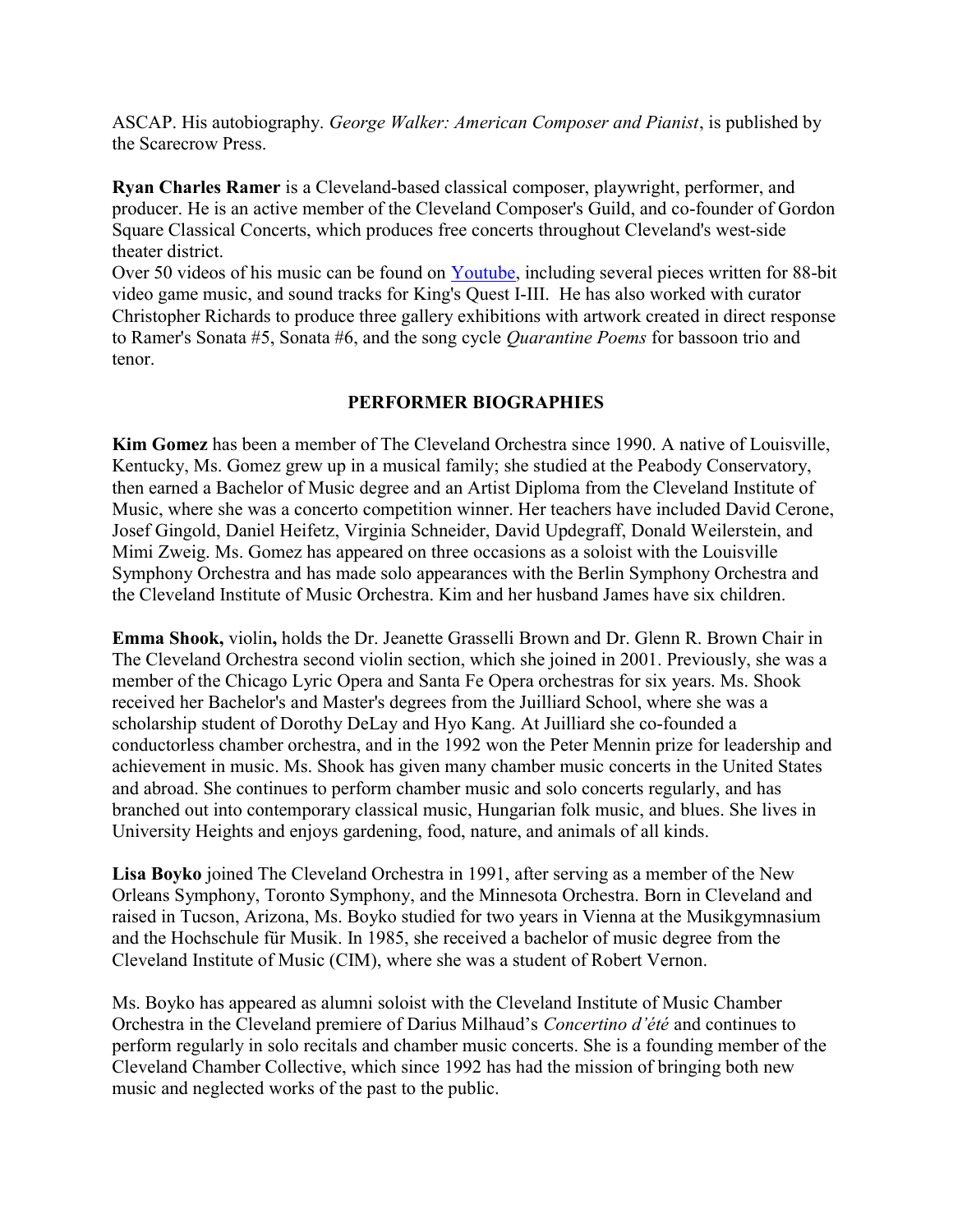ASCAP. His autobiography. *George Walker: American Composer and Pianist*, is published by the Scarecrow Press.

**Ryan Charles Ramer** is a Cleveland-based classical composer, playwright, performer, and producer. He is an active member of the Cleveland Composer's Guild, and co-founder of Gordon Square Classical Concerts, which produces free concerts throughout Cleveland's west-side theater district.
Over 50 videos of his music can be found on Youtube, including several pieces written for 88-bit video game music, and sound tracks for King's Quest I-III. He has also worked with curator Christopher Richards to produce three gallery exhibitions with artwork created in direct response to Ramer's Sonata #5, Sonata #6, and the song cycle *Quarantine Poems* for bassoon trio and tenor.

## PERFORMER BIOGRAPHIES

**Kim Gomez** has been a member of The Cleveland Orchestra since 1990. A native of Louisville, Kentucky, Ms. Gomez grew up in a musical family; she studied at the Peabody Conservatory, then earned a Bachelor of Music degree and an Artist Diploma from the Cleveland Institute of Music, where she was a concerto competition winner. Her teachers have included David Cerone, Josef Gingold, Daniel Heifetz, Virginia Schneider, David Updegraff, Donald Weilerstein, and Mimi Zweig. Ms. Gomez has appeared on three occasions as a soloist with the Louisville Symphony Orchestra and has made solo appearances with the Berlin Symphony Orchestra and the Cleveland Institute of Music Orchestra. Kim and her husband James have six children.

**Emma Shook,** violin**,** holds the Dr. Jeanette Grasselli Brown and Dr. Glenn R. Brown Chair in The Cleveland Orchestra second violin section, which she joined in 2001. Previously, she was a member of the Chicago Lyric Opera and Santa Fe Opera orchestras for six years. Ms. Shook received her Bachelor's and Master's degrees from the Juilliard School, where she was a scholarship student of Dorothy DeLay and Hyo Kang. At Juilliard she co-founded a conductorless chamber orchestra, and in the 1992 won the Peter Mennin prize for leadership and achievement in music. Ms. Shook has given many chamber music concerts in the United States and abroad. She continues to perform chamber music and solo concerts regularly, and has branched out into contemporary classical music, Hungarian folk music, and blues. She lives in University Heights and enjoys gardening, food, nature, and animals of all kinds.

**Lisa Boyko** joined The Cleveland Orchestra in 1991, after serving as a member of the New Orleans Symphony, Toronto Symphony, and the Minnesota Orchestra. Born in Cleveland and raised in Tucson, Arizona, Ms. Boyko studied for two years in Vienna at the Musikgymnasium and the Hochschule für Musik. In 1985, she received a bachelor of music degree from the Cleveland Institute of Music (CIM), where she was a student of Robert Vernon.

Ms. Boyko has appeared as alumni soloist with the Cleveland Institute of Music Chamber Orchestra in the Cleveland premiere of Darius Milhaud's *Concertino d'été* and continues to perform regularly in solo recitals and chamber music concerts. She is a founding member of the Cleveland Chamber Collective, which since 1992 has had the mission of bringing both new music and neglected works of the past to the public.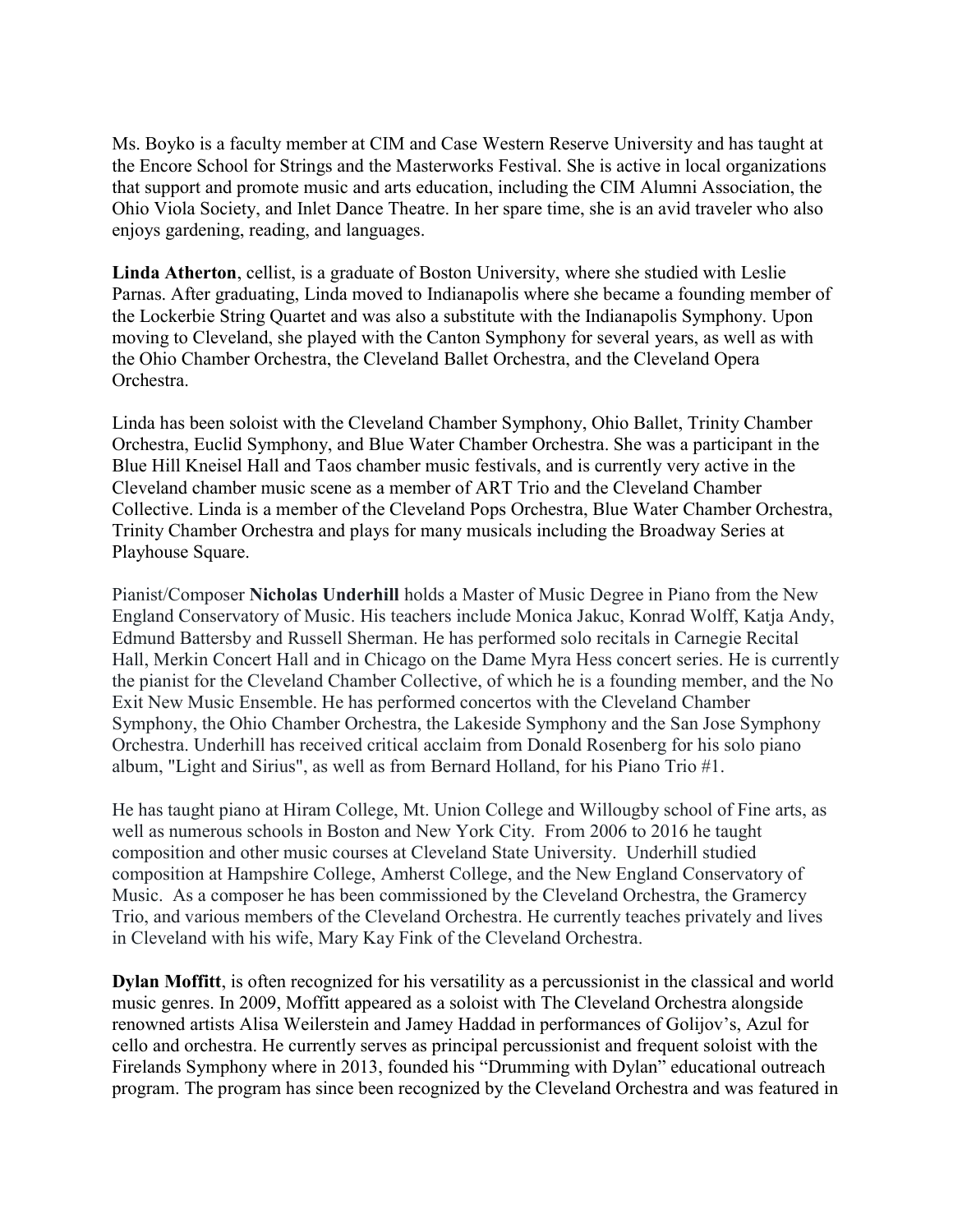Ms. Boyko is a faculty member at CIM and Case Western Reserve University and has taught at the Encore School for Strings and the Masterworks Festival. She is active in local organizations that support and promote music and arts education, including the CIM Alumni Association, the Ohio Viola Society, and Inlet Dance Theatre. In her spare time, she is an avid traveler who also enjoys gardening, reading, and languages.

**Linda Atherton**, cellist, is a graduate of Boston University, where she studied with Leslie Parnas. After graduating, Linda moved to Indianapolis where she became a founding member of the Lockerbie String Quartet and was also a substitute with the Indianapolis Symphony. Upon moving to Cleveland, she played with the Canton Symphony for several years, as well as with the Ohio Chamber Orchestra, the Cleveland Ballet Orchestra, and the Cleveland Opera Orchestra.

Linda has been soloist with the Cleveland Chamber Symphony, Ohio Ballet, Trinity Chamber Orchestra, Euclid Symphony, and Blue Water Chamber Orchestra. She was a participant in the Blue Hill Kneisel Hall and Taos chamber music festivals, and is currently very active in the Cleveland chamber music scene as a member of ART Trio and the Cleveland Chamber Collective. Linda is a member of the Cleveland Pops Orchestra, Blue Water Chamber Orchestra, Trinity Chamber Orchestra and plays for many musicals including the Broadway Series at Playhouse Square.

Pianist/Composer **Nicholas Underhill** holds a Master of Music Degree in Piano from the New England Conservatory of Music. His teachers include Monica Jakuc, Konrad Wolff, Katja Andy, Edmund Battersby and Russell Sherman. He has performed solo recitals in Carnegie Recital Hall, Merkin Concert Hall and in Chicago on the Dame Myra Hess concert series. He is currently the pianist for the Cleveland Chamber Collective, of which he is a founding member, and the No Exit New Music Ensemble. He has performed concertos with the Cleveland Chamber Symphony, the Ohio Chamber Orchestra, the Lakeside Symphony and the San Jose Symphony Orchestra. Underhill has received critical acclaim from Donald Rosenberg for his solo piano album, "Light and Sirius", as well as from Bernard Holland, for his Piano Trio #1.

He has taught piano at Hiram College, Mt. Union College and Willougby school of Fine arts, as well as numerous schools in Boston and New York City. From 2006 to 2016 he taught composition and other music courses at Cleveland State University. Underhill studied composition at Hampshire College, Amherst College, and the New England Conservatory of Music. As a composer he has been commissioned by the Cleveland Orchestra, the Gramercy Trio, and various members of the Cleveland Orchestra. He currently teaches privately and lives in Cleveland with his wife, Mary Kay Fink of the Cleveland Orchestra.

**Dylan Moffitt**, is often recognized for his versatility as a percussionist in the classical and world music genres. In 2009, Moffitt appeared as a soloist with The Cleveland Orchestra alongside renowned artists Alisa Weilerstein and Jamey Haddad in performances of Golijov's, Azul for cello and orchestra. He currently serves as principal percussionist and frequent soloist with the Firelands Symphony where in 2013, founded his "Drumming with Dylan" educational outreach program. The program has since been recognized by the Cleveland Orchestra and was featured in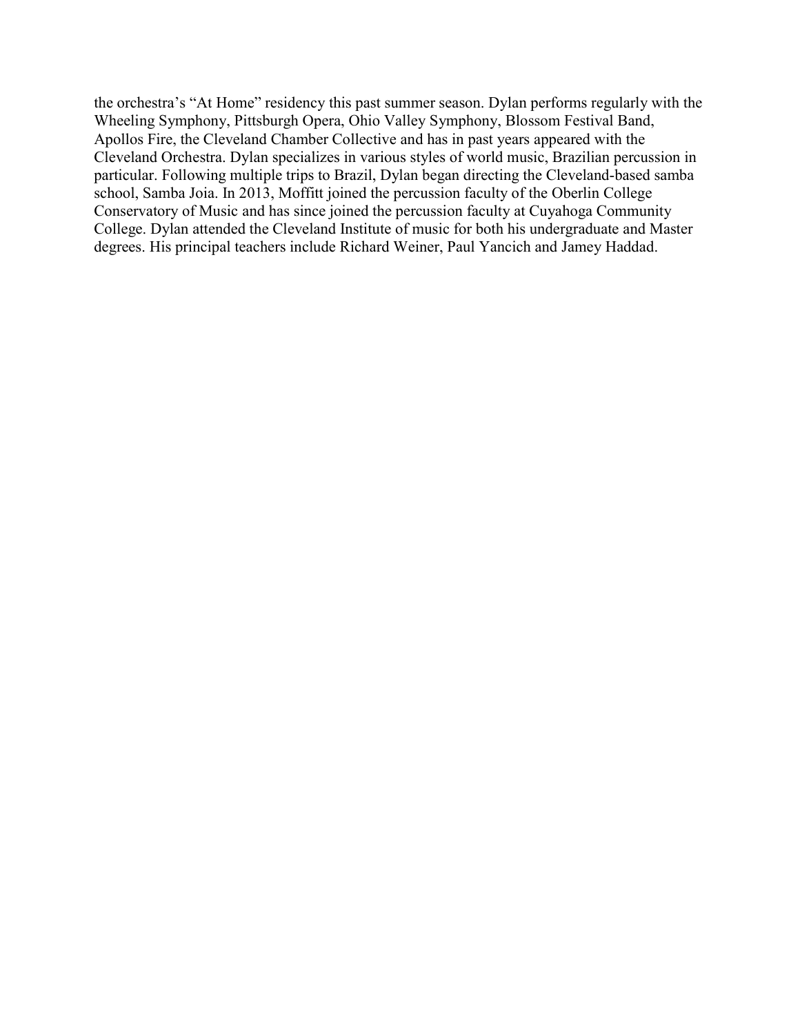the orchestra's "At Home" residency this past summer season. Dylan performs regularly with the Wheeling Symphony, Pittsburgh Opera, Ohio Valley Symphony, Blossom Festival Band, Apollos Fire, the Cleveland Chamber Collective and has in past years appeared with the Cleveland Orchestra. Dylan specializes in various styles of world music, Brazilian percussion in particular. Following multiple trips to Brazil, Dylan began directing the Cleveland-based samba school, Samba Joia. In 2013, Moffitt joined the percussion faculty of the Oberlin College Conservatory of Music and has since joined the percussion faculty at Cuyahoga Community College. Dylan attended the Cleveland Institute of music for both his undergraduate and Master degrees. His principal teachers include Richard Weiner, Paul Yancich and Jamey Haddad.